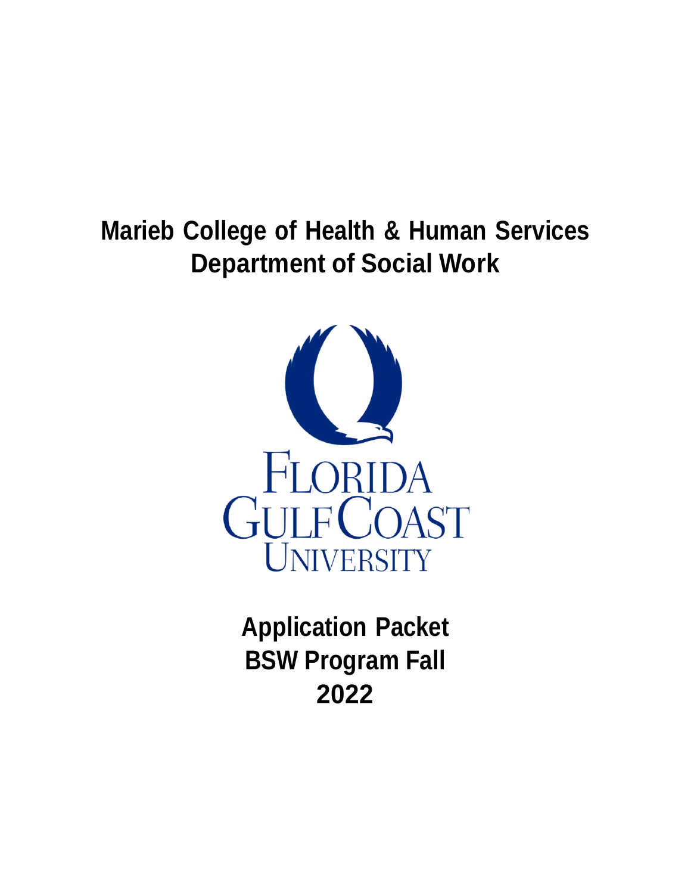# Marieb College of Health & Human Services
# Department of Social Work

FLORIDA
GULF COAST
UNIVERSITY

## Application Packet
## BSW Program Fall
## 2022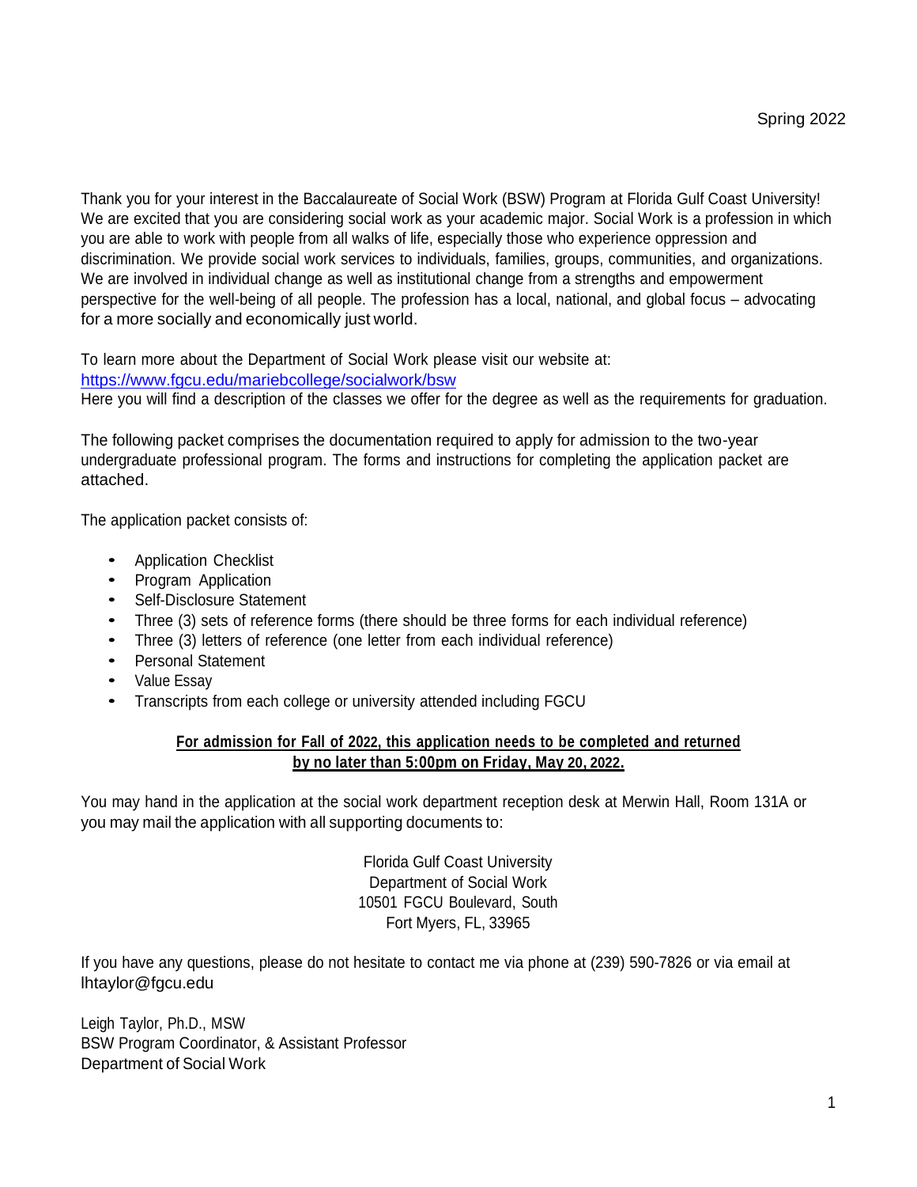Spring 2022

Thank you for your interest in the Baccalaureate of Social Work (BSW) Program at Florida Gulf Coast University! We are excited that you are considering social work as your academic major. Social Work is a profession in which you are able to work with people from all walks of life, especially those who experience oppression and discrimination. We provide social work services to individuals, families, groups, communities, and organizations. We are involved in individual change as well as institutional change from a strengths and empowerment perspective for the well-being of all people. The profession has a local, national, and global focus – advocating for a more socially and economically just world.

To learn more about the Department of Social Work please visit our website at:
https://www.fgcu.edu/mariebcollege/socialwork/bsw
Here you will find a description of the classes we offer for the degree as well as the requirements for graduation.

The following packet comprises the documentation required to apply for admission to the two-year undergraduate professional program. The forms and instructions for completing the application packet are attached.

The application packet consists of:

- Application Checklist
- Program Application
- Self-Disclosure Statement
- Three (3) sets of reference forms (there should be three forms for each individual reference)
- Three (3) letters of reference (one letter from each individual reference)
- Personal Statement
- Value Essay
- Transcripts from each college or university attended including FGCU

**For admission for Fall of 2022, this application needs to be completed and returned by no later than 5:00pm on Friday, May 20, 2022.**

You may hand in the application at the social work department reception desk at Merwin Hall, Room 131A or you may mail the application with all supporting documents to:

Florida Gulf Coast University
Department of Social Work
10501 FGCU Boulevard, South
Fort Myers, FL, 33965

If you have any questions, please do not hesitate to contact me via phone at (239) 590-7826 or via email at lhtaylor@fgcu.edu

Leigh Taylor, Ph.D., MSW
BSW Program Coordinator, & Assistant Professor
Department of Social Work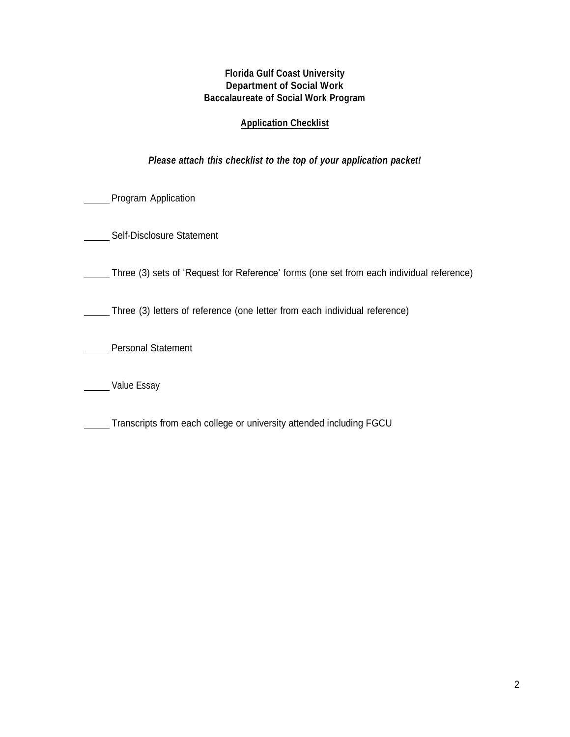**Florida Gulf Coast University**
**Department of Social Work**
**Baccalaureate of Social Work Program**

## Application Checklist

***Please attach this checklist to the top of your application packet!***

_____ Program Application

_____ Self-Disclosure Statement

_____ Three (3) sets of 'Request for Reference' forms (one set from each individual reference)

_____ Three (3) letters of reference (one letter from each individual reference)

_____ Personal Statement

_____ Value Essay

_____ Transcripts from each college or university attended including FGCU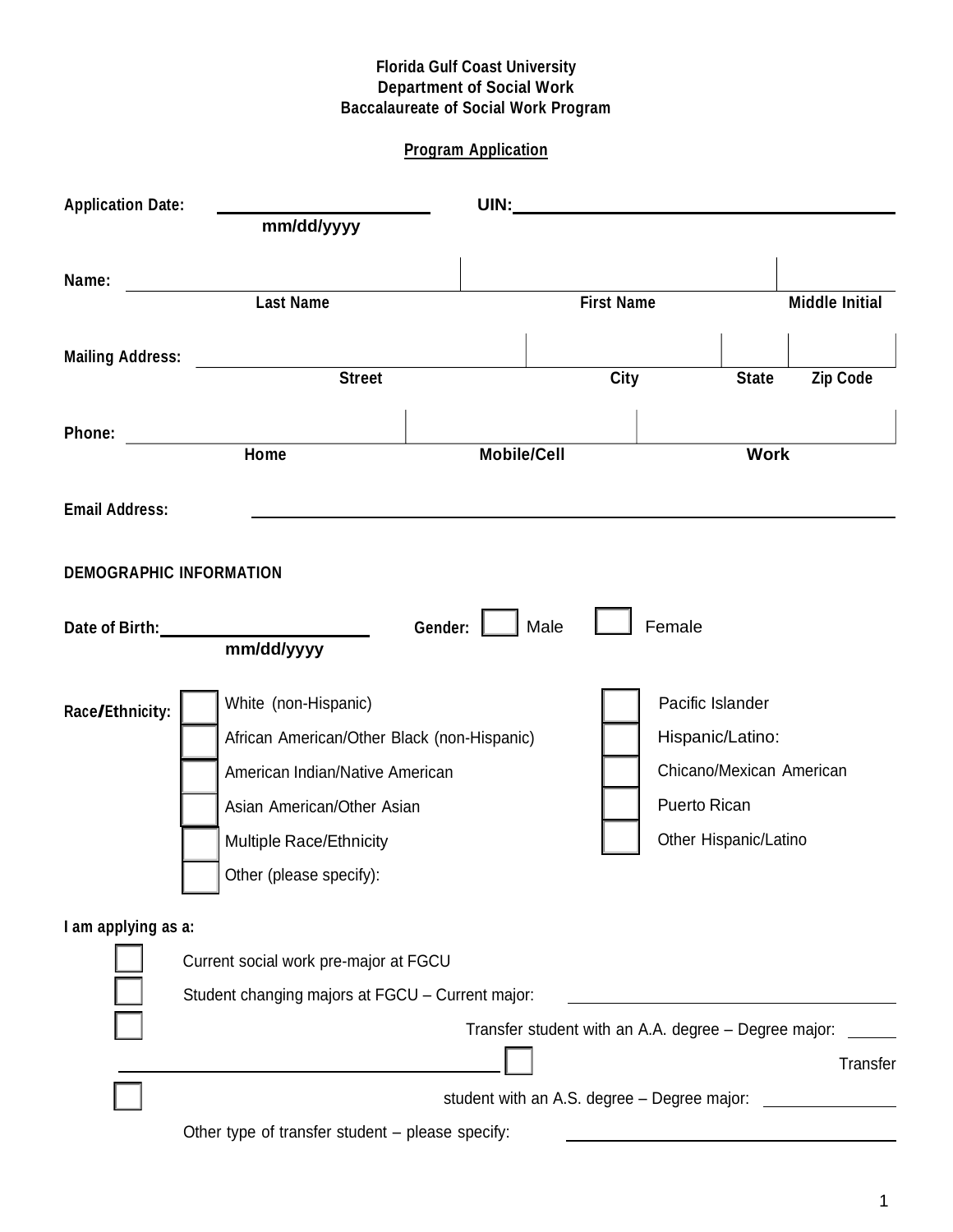**Florida Gulf Coast University**
**Department of Social Work**
**Baccalaureate of Social Work Program**

**Program Application**

**Application Date:** ____________________ **UIN:** ________________________________
mm/dd/yyyy

**Name:** ____________________ | ____________________ | __________
Last Name | First Name | Middle Initial

**Mailing Address:** ____________________ | __________ | ______ | ______
Street | City | State | Zip Code

**Phone:** ____________________ | ____________________ | ____________________
Home | Mobile/Cell | Work

**Email Address:** ________________________________________________

**DEMOGRAPHIC INFORMATION**

**Date of Birth:** ____________________ **Gender:** ☐ Male ☐ Female
mm/dd/yyyy

**Race/Ethnicity:**

☐ White (non-Hispanic)
☐ African American/Other Black (non-Hispanic)
☐ American Indian/Native American
☐ Asian American/Other Asian
☐ Multiple Race/Ethnicity
☐ Other (please specify):
☐ Pacific Islander
☐ Hispanic/Latino:
☐ Chicano/Mexican American
☐ Puerto Rican
☐ Other Hispanic/Latino

**I am applying as a:**

☐ Current social work pre-major at FGCU
☐ Student changing majors at FGCU – Current major: ____________________
☐ Transfer student with an A.A. degree – Degree major: ____________________
☐ Transfer student with an A.S. degree – Degree major: ____________________
☐ Other type of transfer student – please specify: ____________________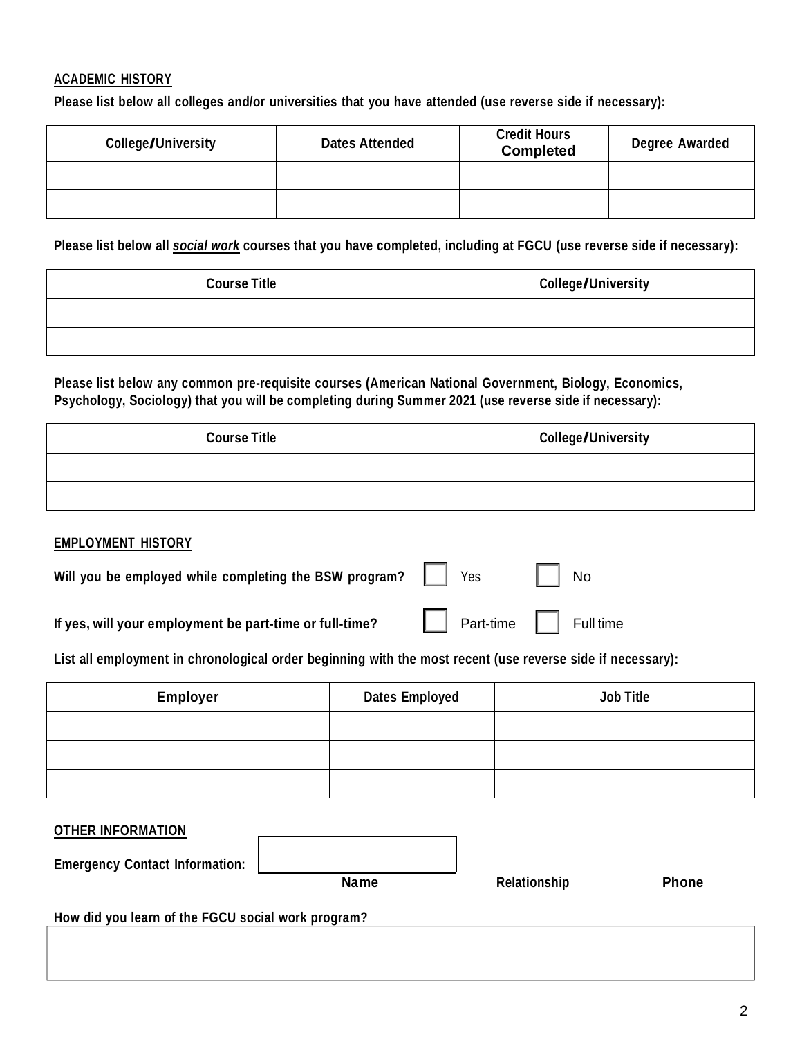**ACADEMIC HISTORY**

**Please list below all colleges and/or universities that you have attended (use reverse side if necessary):**

| College/University | Dates Attended | Credit Hours Completed | Degree Awarded |
|---|---|---|---|
| | | | |
| | | | |

**Please list below all *social work* courses that you have completed, including at FGCU (use reverse side if necessary):**

| Course Title | College/University |
|---|---|
| | |
| | |

**Please list below any common pre-requisite courses (American National Government, Biology, Economics, Psychology, Sociology) that you will be completing during Summer 2021 (use reverse side if necessary):**

| Course Title | College/University |
|---|---|
| | |
| | |

**EMPLOYMENT HISTORY**

**Will you be employed while completing the BSW program?** ☐ Yes ☐ No

**If yes, will your employment be part-time or full-time?** ☐ Part-time ☐ Full time

**List all employment in chronological order beginning with the most recent (use reverse side if necessary):**

| Employer | Dates Employed | Job Title |
|---|---|---|
| | | |
| | | |
| | | |

**OTHER INFORMATION**

**Emergency Contact Information:**

| Name | Relationship | Phone |
|---|---|---|
| | | |

**How did you learn of the FGCU social work program?**

| |
|---|
| |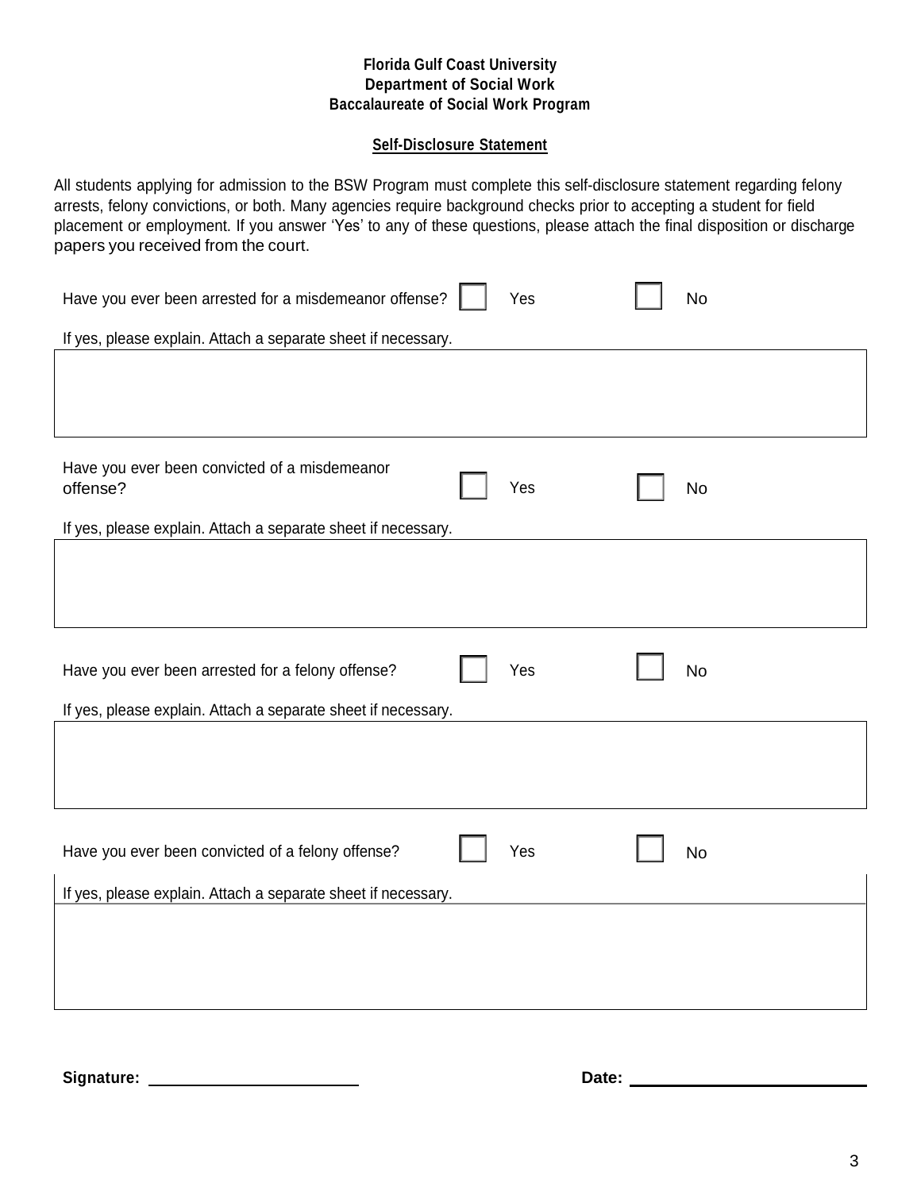**Florida Gulf Coast University**
**Department of Social Work**
**Baccalaureate of Social Work Program**

**Self-Disclosure Statement**

All students applying for admission to the BSW Program must complete this self-disclosure statement regarding felony arrests, felony convictions, or both. Many agencies require background checks prior to accepting a student for field placement or employment. If you answer 'Yes' to any of these questions, please attach the final disposition or discharge papers you received from the court.

Have you ever been arrested for a misdemeanor offense? ☐ Yes ☐ No

If yes, please explain. Attach a separate sheet if necessary.

Have you ever been convicted of a misdemeanor offense? ☐ Yes ☐ No

If yes, please explain. Attach a separate sheet if necessary.

Have you ever been arrested for a felony offense? ☐ Yes ☐ No

If yes, please explain. Attach a separate sheet if necessary.

Have you ever been convicted of a felony offense? ☐ Yes ☐ No

If yes, please explain. Attach a separate sheet if necessary.

**Signature:** ______________________ **Date:** ______________________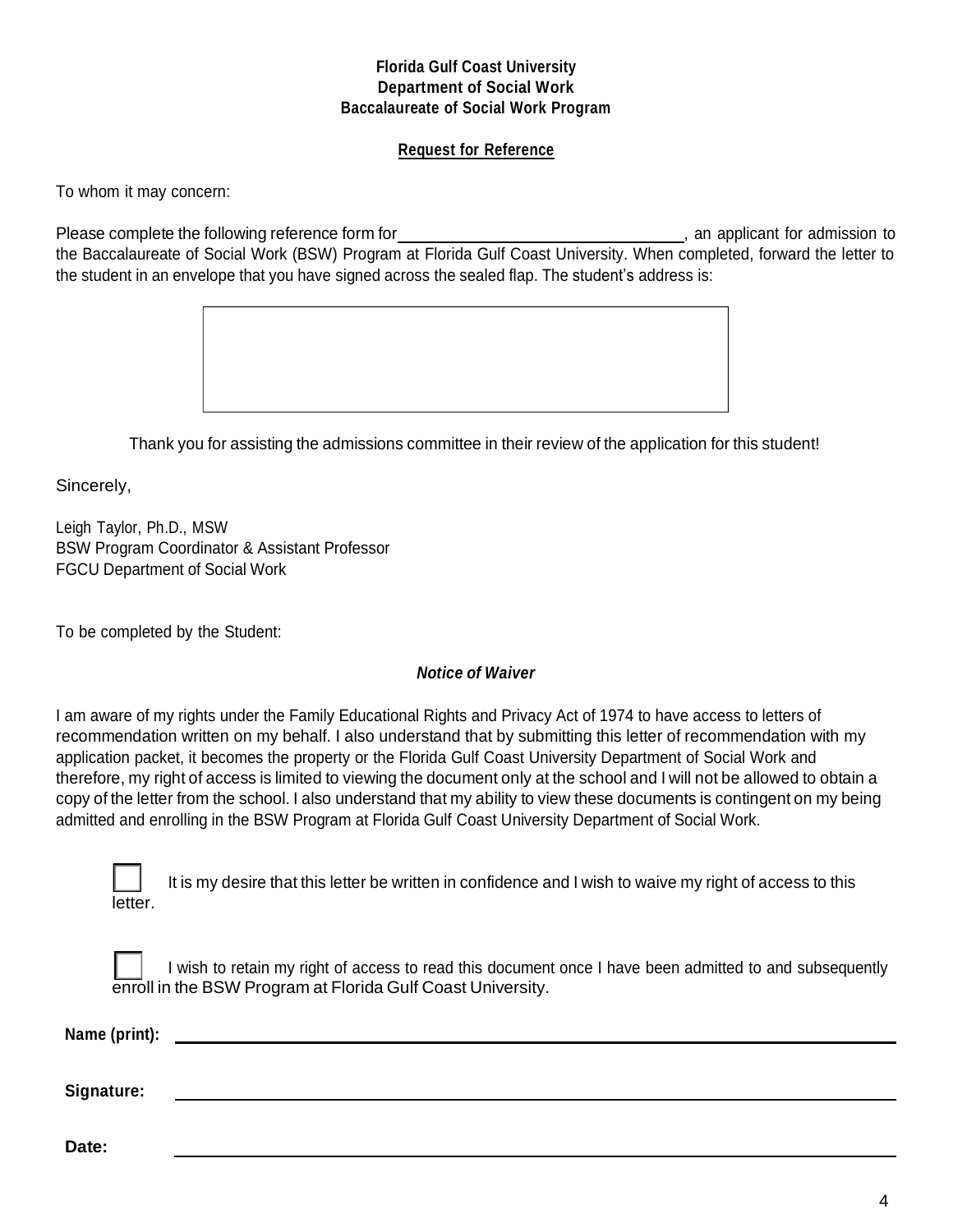**Florida Gulf Coast University**
**Department of Social Work**
**Baccalaureate of Social Work Program**

## Request for Reference

To whom it may concern:

Please complete the following reference form for \_\_\_\_\_\_\_\_\_\_\_\_\_\_\_\_\_\_\_\_\_\_\_\_\_\_\_\_\_\_, an applicant for admission to the Baccalaureate of Social Work (BSW) Program at Florida Gulf Coast University. When completed, forward the letter to the student in an envelope that you have signed across the sealed flap. The student's address is:

| |
|---|
| |

Thank you for assisting the admissions committee in their review of the application for this student!

Sincerely,

Leigh Taylor, Ph.D., MSW
BSW Program Coordinator & Assistant Professor
FGCU Department of Social Work

To be completed by the Student:

***Notice of Waiver***

I am aware of my rights under the Family Educational Rights and Privacy Act of 1974 to have access to letters of recommendation written on my behalf. I also understand that by submitting this letter of recommendation with my application packet, it becomes the property or the Florida Gulf Coast University Department of Social Work and therefore, my right of access is limited to viewing the document only at the school and I will not be allowed to obtain a copy of the letter from the school. I also understand that my ability to view these documents is contingent on my being admitted and enrolling in the BSW Program at Florida Gulf Coast University Department of Social Work.

☐ It is my desire that this letter be written in confidence and I wish to waive my right of access to this letter.

☐ I wish to retain my right of access to read this document once I have been admitted to and subsequently enroll in the BSW Program at Florida Gulf Coast University.

**Name (print):** \_\_\_\_\_\_\_\_\_\_\_\_\_\_\_\_\_\_\_\_\_\_\_\_\_\_\_\_\_\_

**Signature:** \_\_\_\_\_\_\_\_\_\_\_\_\_\_\_\_\_\_\_\_\_\_\_\_\_\_\_\_\_\_

**Date:** \_\_\_\_\_\_\_\_\_\_\_\_\_\_\_\_\_\_\_\_\_\_\_\_\_\_\_\_\_\_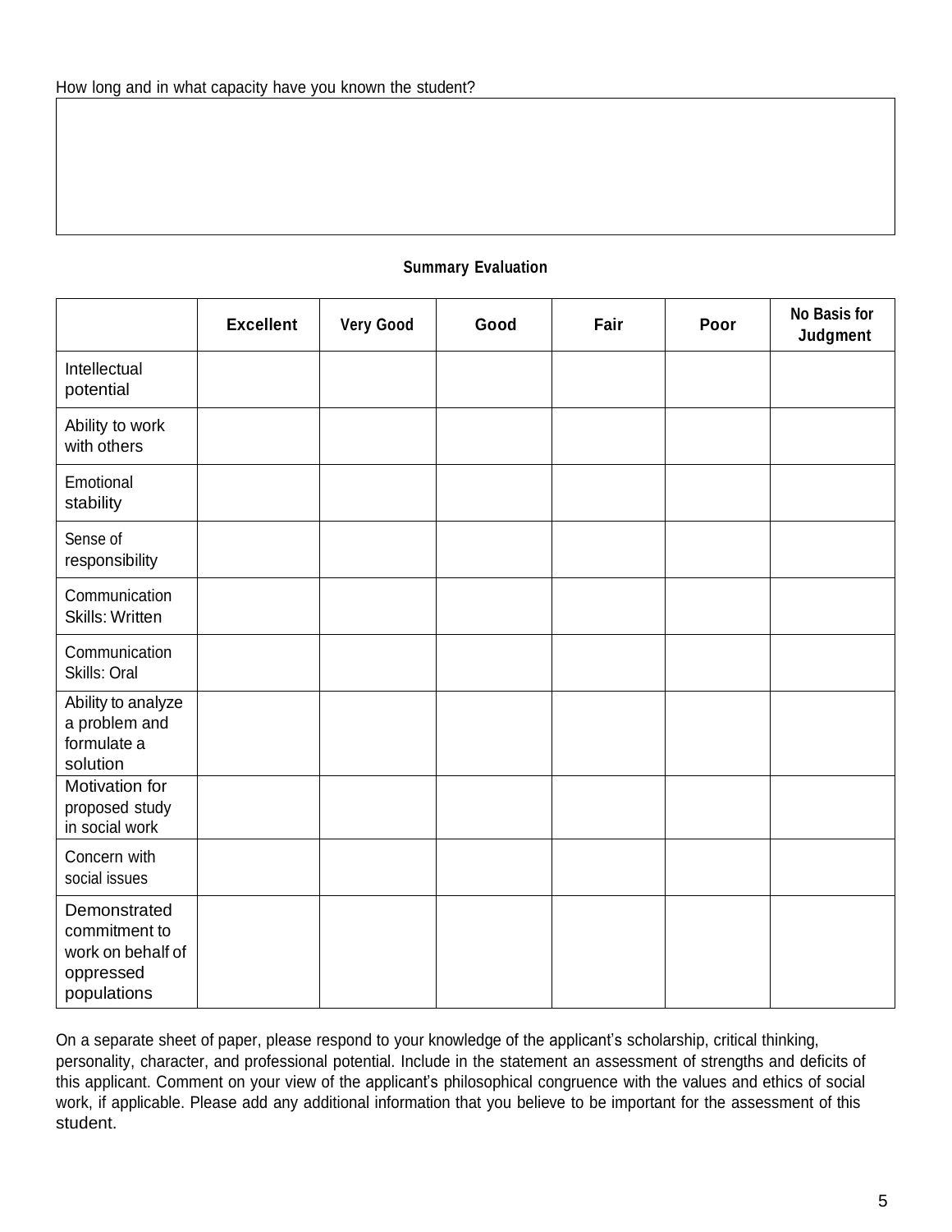How long and in what capacity have you known the student?

| |
|---|
| |

**Summary Evaluation**

| | Excellent | Very Good | Good | Fair | Poor | No Basis for Judgment |
|---|---|---|---|---|---|---|
| Intellectual potential | | | | | | |
| Ability to work with others | | | | | | |
| Emotional stability | | | | | | |
| Sense of responsibility | | | | | | |
| Communication Skills: Written | | | | | | |
| Communication Skills: Oral | | | | | | |
| Ability to analyze a problem and formulate a solution | | | | | | |
| Motivation for proposed study in social work | | | | | | |
| Concern with social issues | | | | | | |
| Demonstrated commitment to work on behalf of oppressed populations | | | | | | |

On a separate sheet of paper, please respond to your knowledge of the applicant's scholarship, critical thinking, personality, character, and professional potential. Include in the statement an assessment of strengths and deficits of this applicant. Comment on your view of the applicant's philosophical congruence with the values and ethics of social work, if applicable. Please add any additional information that you believe to be important for the assessment of this student.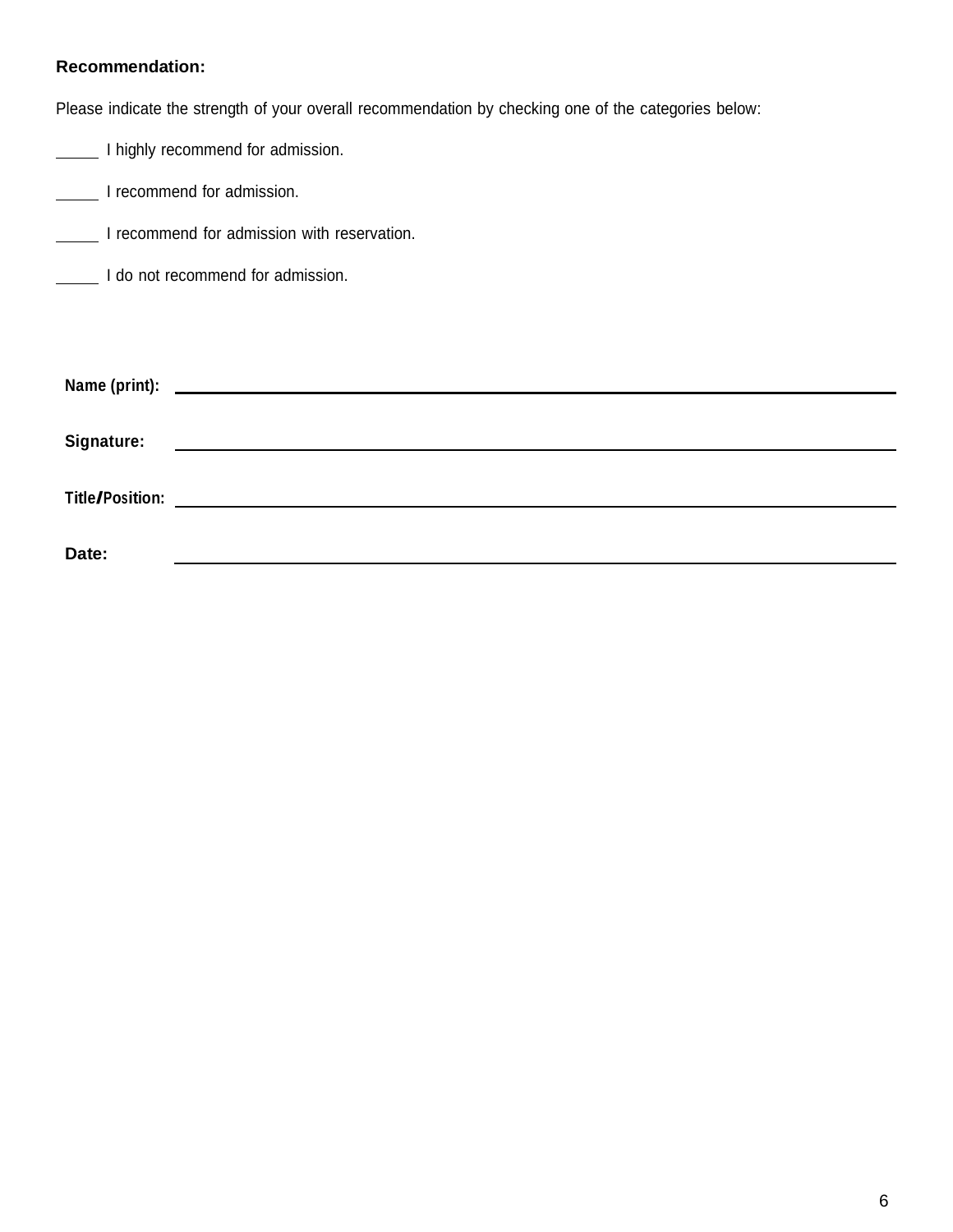**Recommendation:**

Please indicate the strength of your overall recommendation by checking one of the categories below:

_____ I highly recommend for admission.

_____ I recommend for admission.

_____ I recommend for admission with reservation.

_____ I do not recommend for admission.

**Name (print):** ______________________________________________

**Signature:** ______________________________________________

**Title/Position:** ______________________________________________

**Date:** ______________________________________________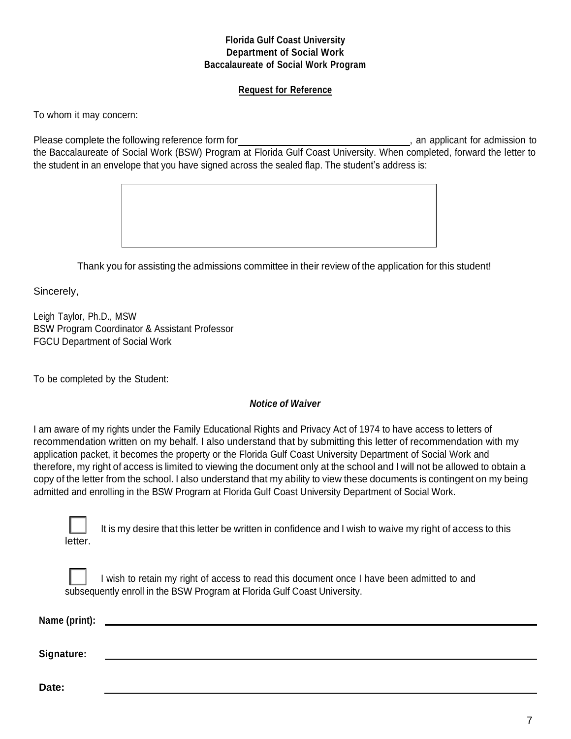**Florida Gulf Coast University**
**Department of Social Work**
**Baccalaureate of Social Work Program**

**Request for Reference**

To whom it may concern:

Please complete the following reference form for ________________________________, an applicant for admission to the Baccalaureate of Social Work (BSW) Program at Florida Gulf Coast University. When completed, forward the letter to the student in an envelope that you have signed across the sealed flap. The student's address is:

| |
|---|
| |

Thank you for assisting the admissions committee in their review of the application for this student!

Sincerely,

Leigh Taylor, Ph.D., MSW
BSW Program Coordinator & Assistant Professor
FGCU Department of Social Work

To be completed by the Student:

***Notice of Waiver***

I am aware of my rights under the Family Educational Rights and Privacy Act of 1974 to have access to letters of recommendation written on my behalf. I also understand that by submitting this letter of recommendation with my application packet, it becomes the property or the Florida Gulf Coast University Department of Social Work and therefore, my right of access is limited to viewing the document only at the school and I will not be allowed to obtain a copy of the letter from the school. I also understand that my ability to view these documents is contingent on my being admitted and enrolling in the BSW Program at Florida Gulf Coast University Department of Social Work.

☐ It is my desire that this letter be written in confidence and I wish to waive my right of access to this letter.

☐ I wish to retain my right of access to read this document once I have been admitted to and subsequently enroll in the BSW Program at Florida Gulf Coast University.

**Name (print):** ________________________________

**Signature:** ________________________________

**Date:** ________________________________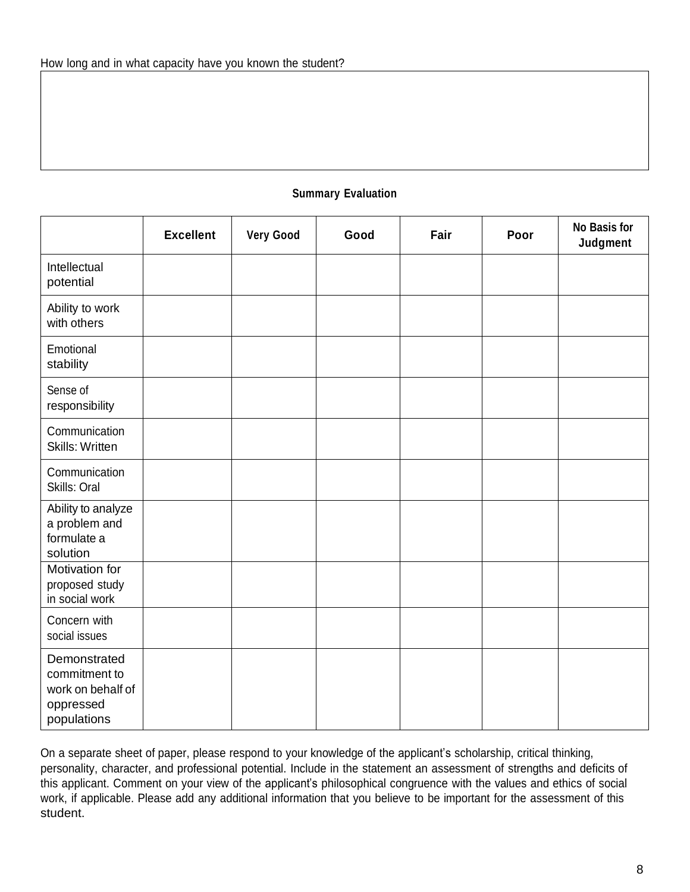How long and in what capacity have you known the student?

| |
|---|
| |

**Summary Evaluation**

| | Excellent | Very Good | Good | Fair | Poor | No Basis for Judgment |
|---|---|---|---|---|---|---|
| Intellectual potential | | | | | | |
| Ability to work with others | | | | | | |
| Emotional stability | | | | | | |
| Sense of responsibility | | | | | | |
| Communication Skills: Written | | | | | | |
| Communication Skills: Oral | | | | | | |
| Ability to analyze a problem and formulate a solution | | | | | | |
| Motivation for proposed study in social work | | | | | | |
| Concern with social issues | | | | | | |
| Demonstrated commitment to work on behalf of oppressed populations | | | | | | |

On a separate sheet of paper, please respond to your knowledge of the applicant's scholarship, critical thinking, personality, character, and professional potential. Include in the statement an assessment of strengths and deficits of this applicant. Comment on your view of the applicant's philosophical congruence with the values and ethics of social work, if applicable. Please add any additional information that you believe to be important for the assessment of this student.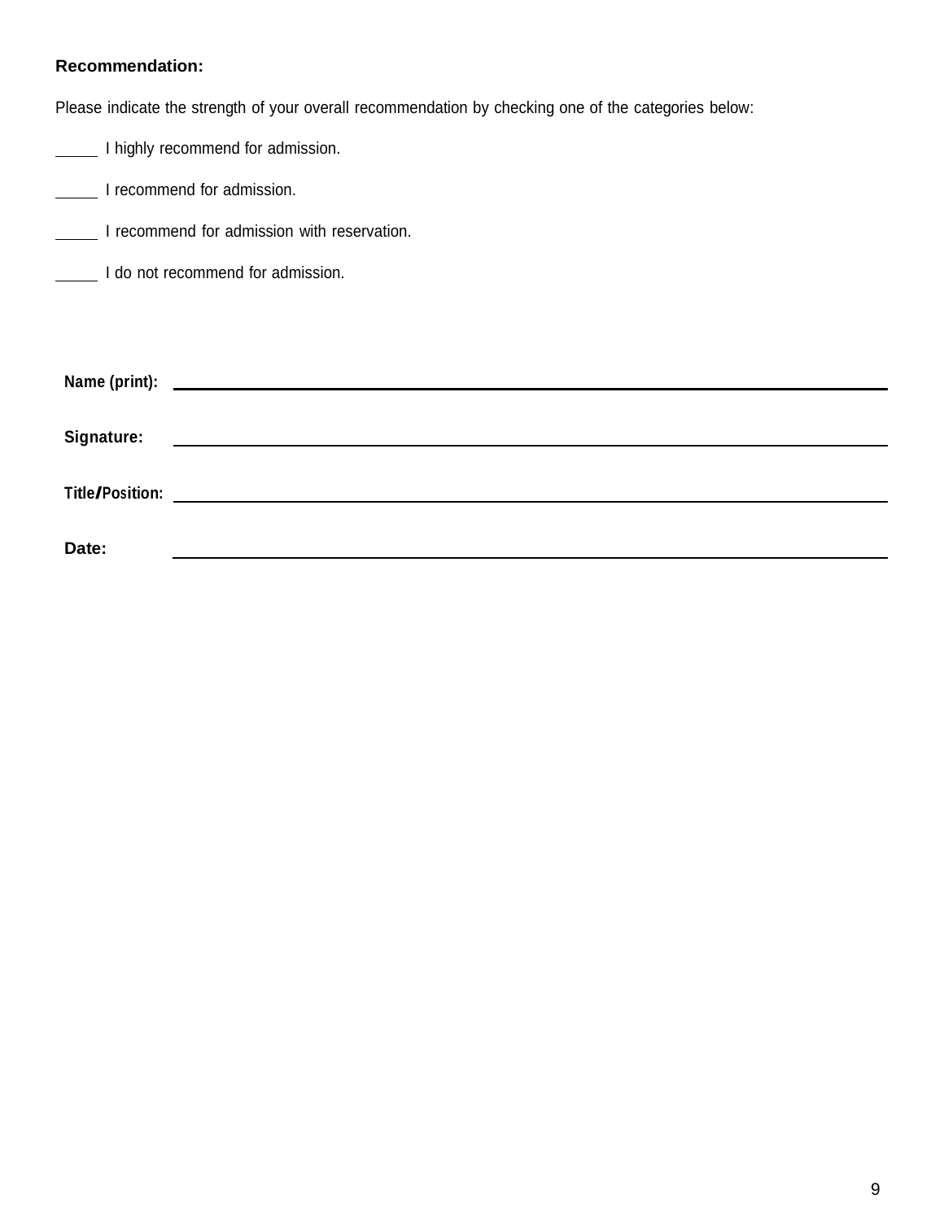**Recommendation:**

Please indicate the strength of your overall recommendation by checking one of the categories below:

_____ I highly recommend for admission.

_____ I recommend for admission.

_____ I recommend for admission with reservation.

_____ I do not recommend for admission.

**Name (print):** ______________________________________________

**Signature:** ______________________________________________

**Title/Position:** ______________________________________________

**Date:** ______________________________________________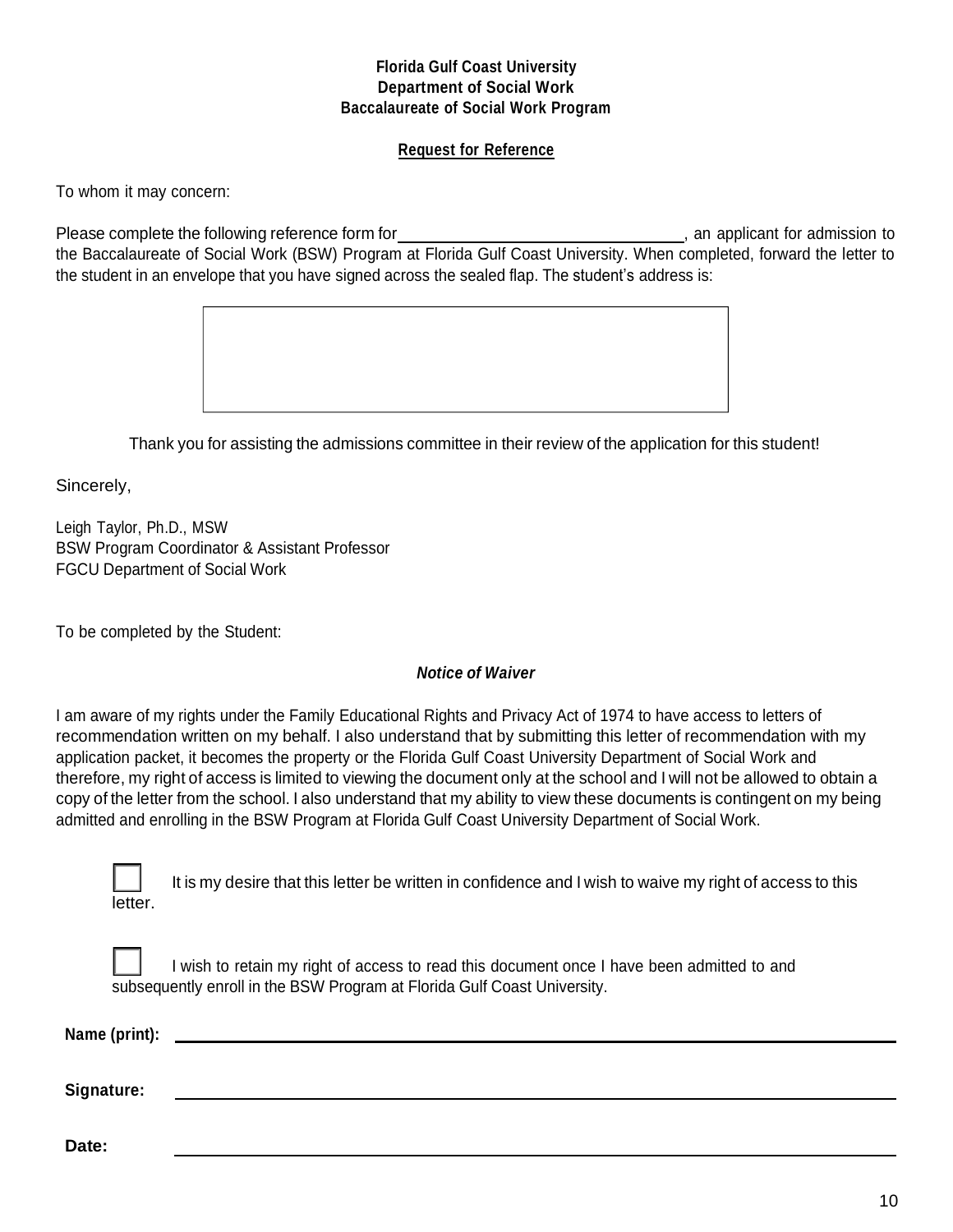**Florida Gulf Coast University**
**Department of Social Work**
**Baccalaureate of Social Work Program**

**Request for Reference**

To whom it may concern:

Please complete the following reference form for ________________________________, an applicant for admission to the Baccalaureate of Social Work (BSW) Program at Florida Gulf Coast University. When completed, forward the letter to the student in an envelope that you have signed across the sealed flap. The student's address is:

| |
|---|
| |

Thank you for assisting the admissions committee in their review of the application for this student!

Sincerely,

Leigh Taylor, Ph.D., MSW
BSW Program Coordinator & Assistant Professor
FGCU Department of Social Work

To be completed by the Student:

***Notice of Waiver***

I am aware of my rights under the Family Educational Rights and Privacy Act of 1974 to have access to letters of recommendation written on my behalf. I also understand that by submitting this letter of recommendation with my application packet, it becomes the property or the Florida Gulf Coast University Department of Social Work and therefore, my right of access is limited to viewing the document only at the school and I will not be allowed to obtain a copy of the letter from the school. I also understand that my ability to view these documents is contingent on my being admitted and enrolling in the BSW Program at Florida Gulf Coast University Department of Social Work.

☐ It is my desire that this letter be written in confidence and I wish to waive my right of access to this letter.

☐ I wish to retain my right of access to read this document once I have been admitted to and subsequently enroll in the BSW Program at Florida Gulf Coast University.

**Name (print):** ________________________________________________

**Signature:** ________________________________________________

**Date:** ________________________________________________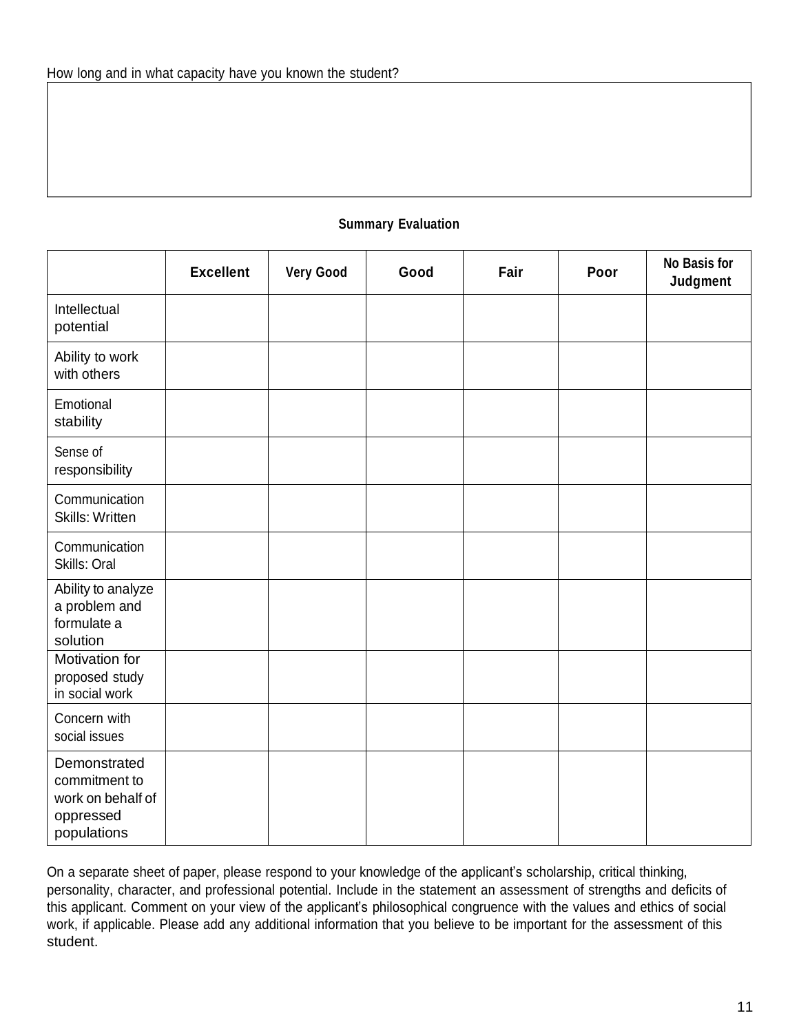How long and in what capacity have you known the student?

| |
|---|
| |

**Summary Evaluation**

| | Excellent | Very Good | Good | Fair | Poor | No Basis for Judgment |
|---|---|---|---|---|---|---|
| Intellectual potential | | | | | | |
| Ability to work with others | | | | | | |
| Emotional stability | | | | | | |
| Sense of responsibility | | | | | | |
| Communication Skills: Written | | | | | | |
| Communication Skills: Oral | | | | | | |
| Ability to analyze a problem and formulate a solution | | | | | | |
| Motivation for proposed study in social work | | | | | | |
| Concern with social issues | | | | | | |
| Demonstrated commitment to work on behalf of oppressed populations | | | | | | |

On a separate sheet of paper, please respond to your knowledge of the applicant's scholarship, critical thinking, personality, character, and professional potential. Include in the statement an assessment of strengths and deficits of this applicant. Comment on your view of the applicant's philosophical congruence with the values and ethics of social work, if applicable. Please add any additional information that you believe to be important for the assessment of this student.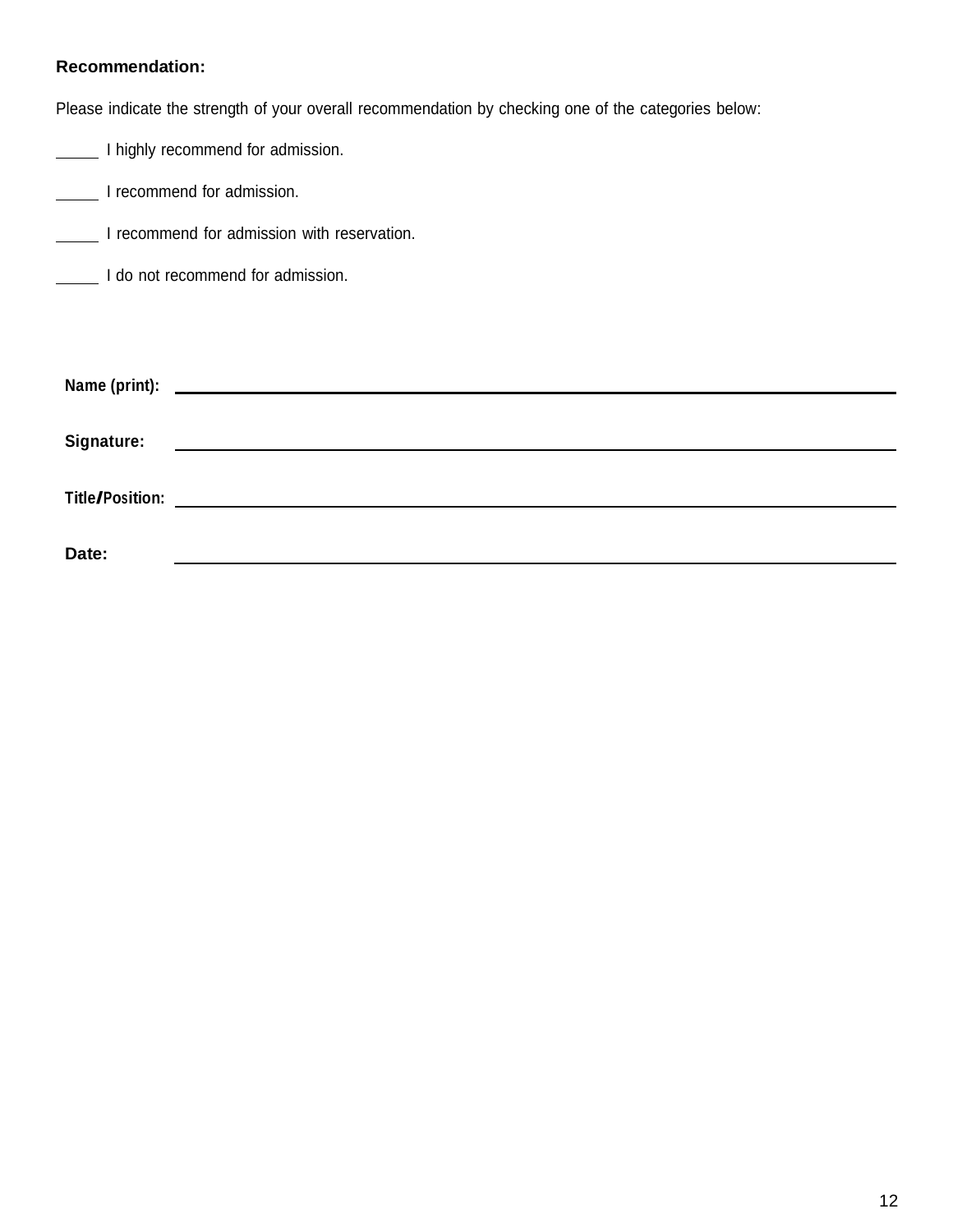**Recommendation:**

Please indicate the strength of your overall recommendation by checking one of the categories below:

_____ I highly recommend for admission.

_____ I recommend for admission.

_____ I recommend for admission with reservation.

_____ I do not recommend for admission.

**Name (print):** ______________________________

**Signature:** ______________________________

**Title/Position:** ______________________________

**Date:** ______________________________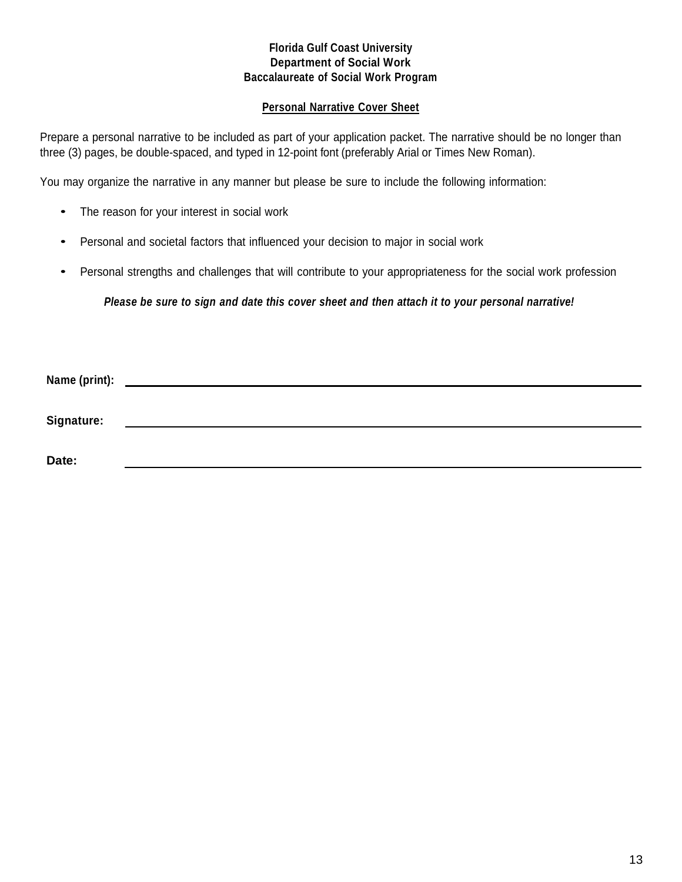**Florida Gulf Coast University**
**Department of Social Work**
**Baccalaureate of Social Work Program**

**Personal Narrative Cover Sheet**

Prepare a personal narrative to be included as part of your application packet. The narrative should be no longer than three (3) pages, be double-spaced, and typed in 12-point font (preferably Arial or Times New Roman).

You may organize the narrative in any manner but please be sure to include the following information:

- The reason for your interest in social work
- Personal and societal factors that influenced your decision to major in social work
- Personal strengths and challenges that will contribute to your appropriateness for the social work profession

***Please be sure to sign and date this cover sheet and then attach it to your personal narrative!***

**Name (print):** ____________________________________________

**Signature:** ____________________________________________

**Date:** ____________________________________________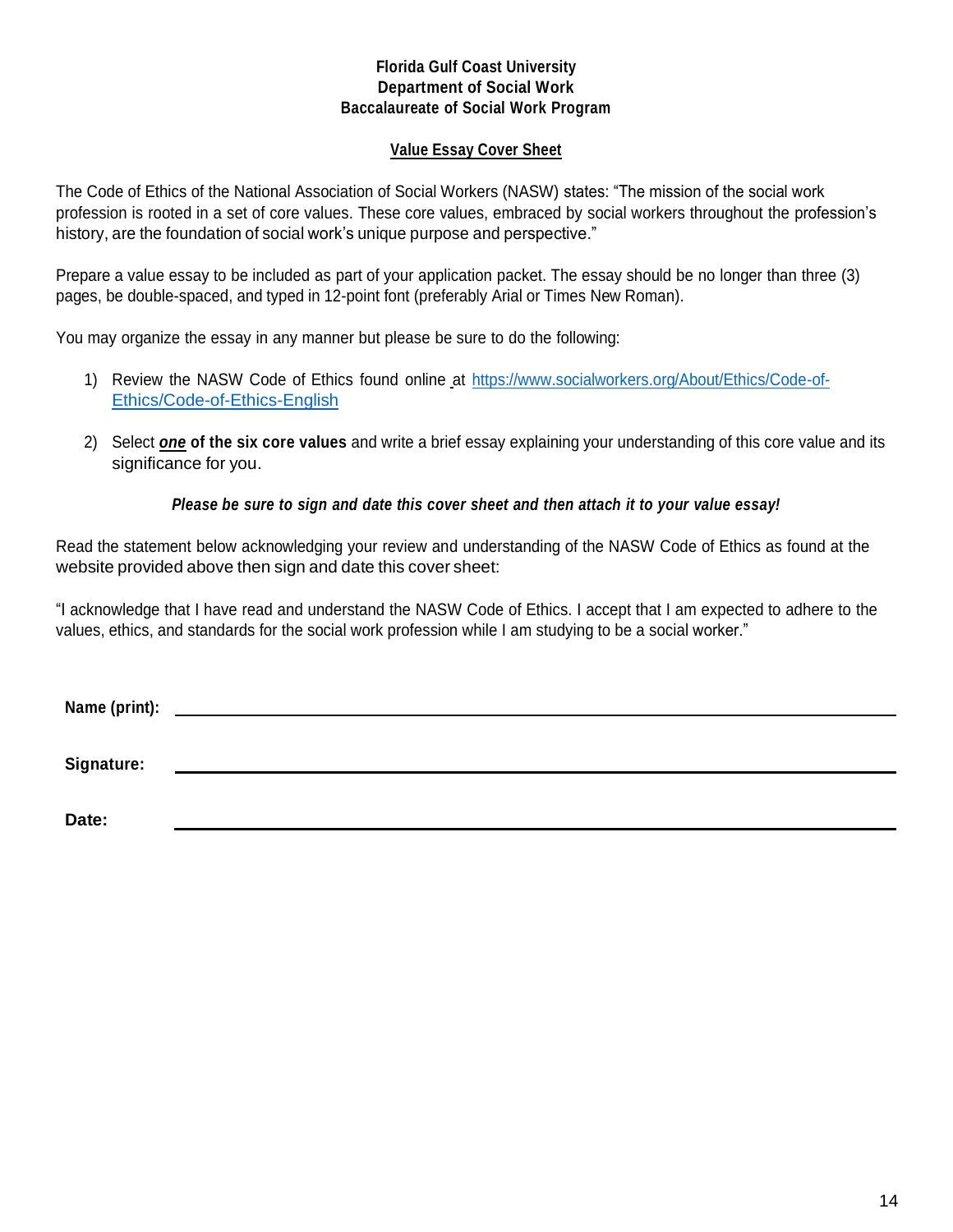**Florida Gulf Coast University**
**Department of Social Work**
**Baccalaureate of Social Work Program**

**Value Essay Cover Sheet**

The Code of Ethics of the National Association of Social Workers (NASW) states: “The mission of the social work profession is rooted in a set of core values. These core values, embraced by social workers throughout the profession’s history, are the foundation of social work’s unique purpose and perspective.”

Prepare a value essay to be included as part of your application packet. The essay should be no longer than three (3) pages, be double-spaced, and typed in 12-point font (preferably Arial or Times New Roman).

You may organize the essay in any manner but please be sure to do the following:

1) Review the NASW Code of Ethics found online at https://www.socialworkers.org/About/Ethics/Code-of-Ethics/Code-of-Ethics-English

2) Select ***one*** **of the six core values** and write a brief essay explaining your understanding of this core value and its significance for you.

***Please be sure to sign and date this cover sheet and then attach it to your value essay!***

Read the statement below acknowledging your review and understanding of the NASW Code of Ethics as found at the website provided above then sign and date this cover sheet:

“I acknowledge that I have read and understand the NASW Code of Ethics. I accept that I am expected to adhere to the values, ethics, and standards for the social work profession while I am studying to be a social worker.”

**Name (print):** ______________________________

**Signature:** ______________________________

**Date:** ______________________________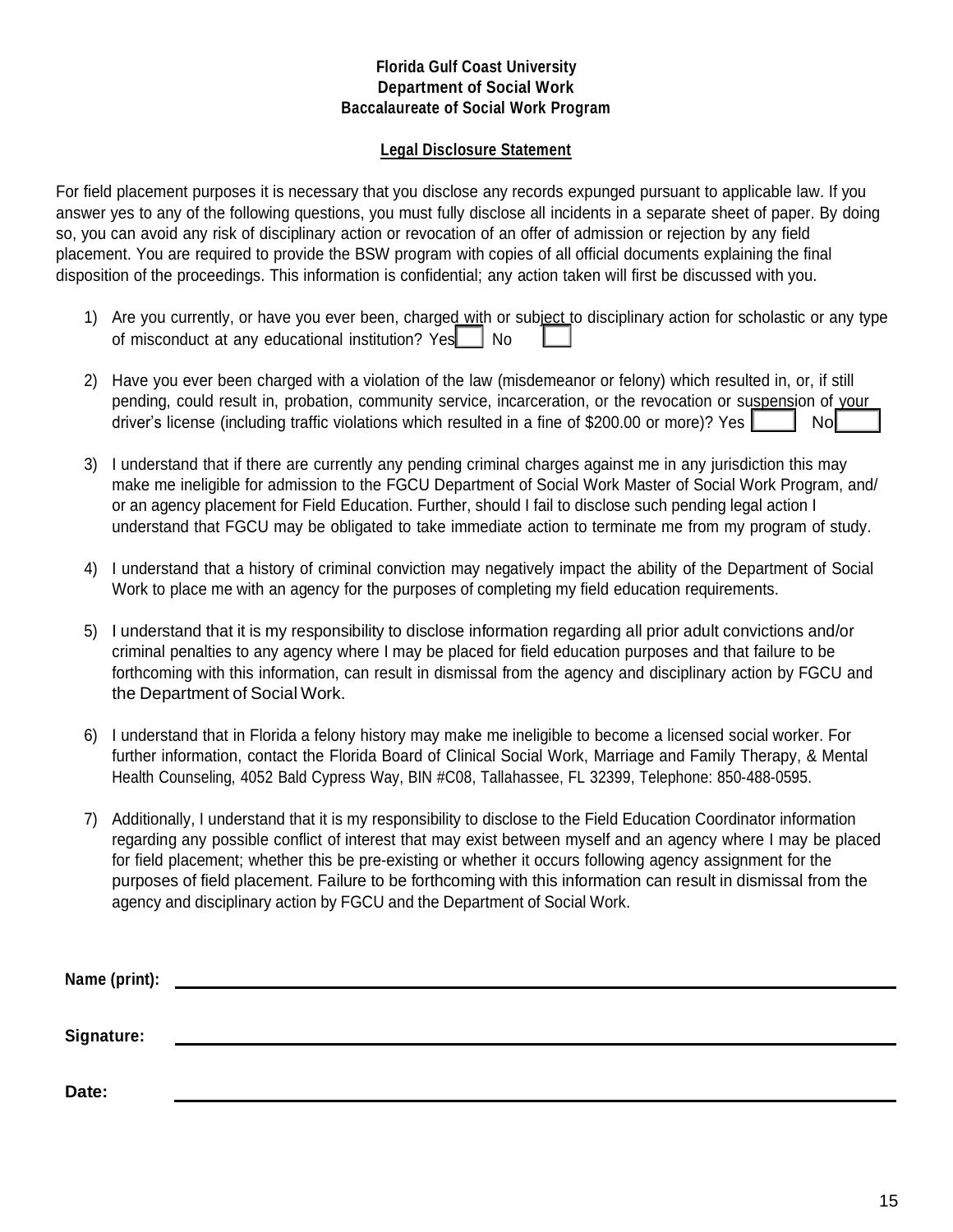**Florida Gulf Coast University**
**Department of Social Work**
**Baccalaureate of Social Work Program**

**Legal Disclosure Statement**

For field placement purposes it is necessary that you disclose any records expunged pursuant to applicable law. If you answer yes to any of the following questions, you must fully disclose all incidents in a separate sheet of paper. By doing so, you can avoid any risk of disciplinary action or revocation of an offer of admission or rejection by any field placement. You are required to provide the BSW program with copies of all official documents explaining the final disposition of the proceedings. This information is confidential; any action taken will first be discussed with you.

1) Are you currently, or have you ever been, charged with or subject to disciplinary action for scholastic or any type of misconduct at any educational institution? Yes ☐ No ☐

2) Have you ever been charged with a violation of the law (misdemeanor or felony) which resulted in, or, if still pending, could result in, probation, community service, incarceration, or the revocation or suspension of your driver's license (including traffic violations which resulted in a fine of $200.00 or more)? Yes ☐ No ☐

3) I understand that if there are currently any pending criminal charges against me in any jurisdiction this may make me ineligible for admission to the FGCU Department of Social Work Master of Social Work Program, and/ or an agency placement for Field Education. Further, should I fail to disclose such pending legal action I understand that FGCU may be obligated to take immediate action to terminate me from my program of study.

4) I understand that a history of criminal conviction may negatively impact the ability of the Department of Social Work to place me with an agency for the purposes of completing my field education requirements.

5) I understand that it is my responsibility to disclose information regarding all prior adult convictions and/or criminal penalties to any agency where I may be placed for field education purposes and that failure to be forthcoming with this information, can result in dismissal from the agency and disciplinary action by FGCU and the Department of Social Work.

6) I understand that in Florida a felony history may make me ineligible to become a licensed social worker. For further information, contact the Florida Board of Clinical Social Work, Marriage and Family Therapy, & Mental Health Counseling, 4052 Bald Cypress Way, BIN #C08, Tallahassee, FL 32399, Telephone: 850-488-0595.

7) Additionally, I understand that it is my responsibility to disclose to the Field Education Coordinator information regarding any possible conflict of interest that may exist between myself and an agency where I may be placed for field placement; whether this be pre-existing or whether it occurs following agency assignment for the purposes of field placement. Failure to be forthcoming with this information can result in dismissal from the agency and disciplinary action by FGCU and the Department of Social Work.

**Name (print):** ______________________________

**Signature:** ______________________________

**Date:** ______________________________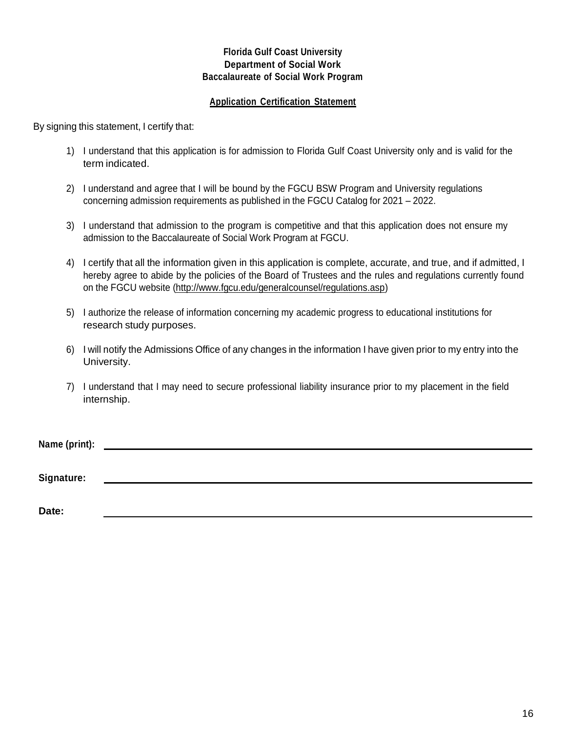**Florida Gulf Coast University**
**Department of Social Work**
**Baccalaureate of Social Work Program**

**Application Certification Statement**

By signing this statement, I certify that:

1) I understand that this application is for admission to Florida Gulf Coast University only and is valid for the term indicated.

2) I understand and agree that I will be bound by the FGCU BSW Program and University regulations concerning admission requirements as published in the FGCU Catalog for 2021 – 2022.

3) I understand that admission to the program is competitive and that this application does not ensure my admission to the Baccalaureate of Social Work Program at FGCU.

4) I certify that all the information given in this application is complete, accurate, and true, and if admitted, I hereby agree to abide by the policies of the Board of Trustees and the rules and regulations currently found on the FGCU website (http://www.fgcu.edu/generalcounsel/regulations.asp)

5) I authorize the release of information concerning my academic progress to educational institutions for research study purposes.

6) I will notify the Admissions Office of any changes in the information I have given prior to my entry into the University.

7) I understand that I may need to secure professional liability insurance prior to my placement in the field internship.

**Name (print):** ______________________________

**Signature:** ______________________________

**Date:** ______________________________